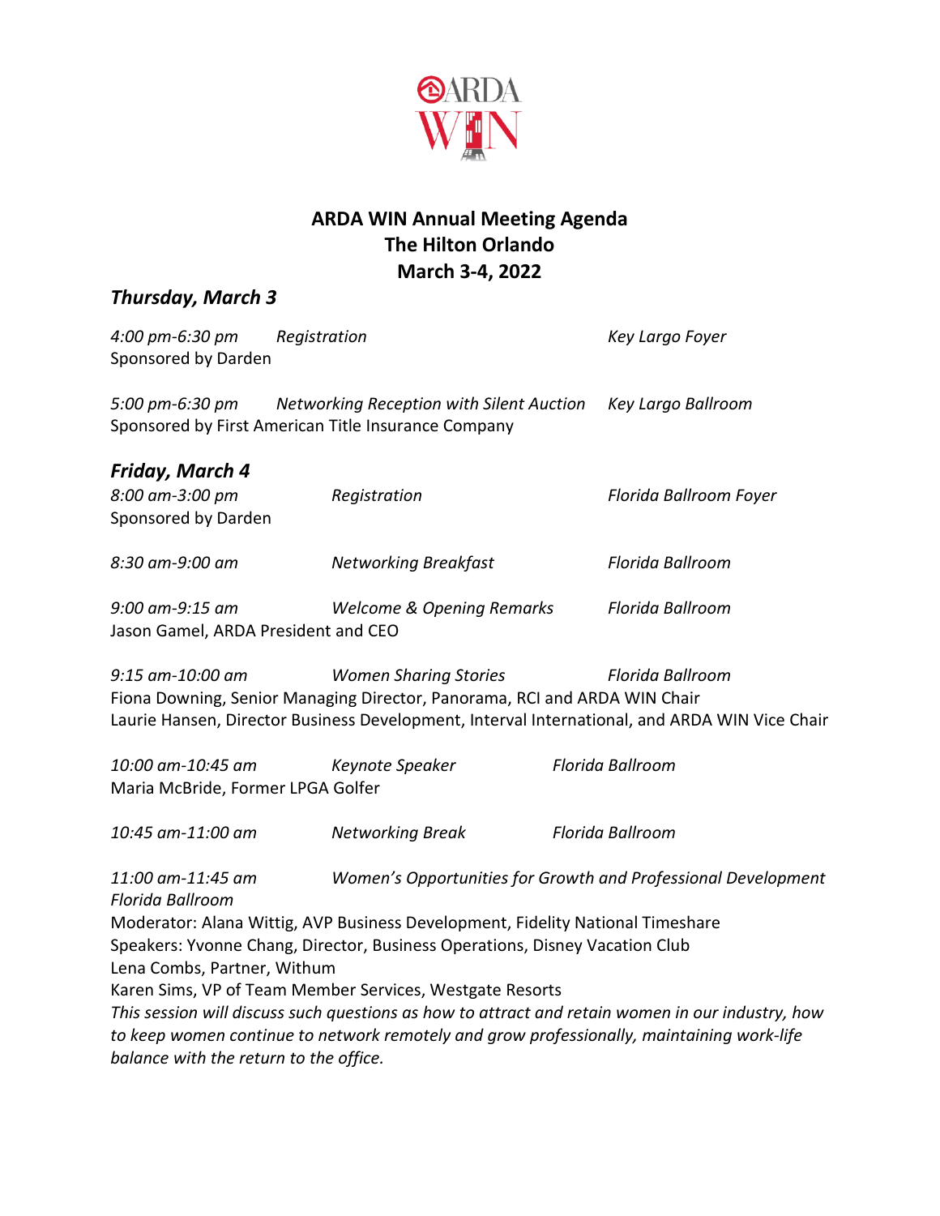# ARDA WIN Annual Meeting Agenda
# The Hilton Orlando
# March 3-4, 2022

## *Thursday, March 3*

*4:00 pm-6:30 pm* *Registration* *Key Largo Foyer*
Sponsored by Darden

*5:00 pm-6:30 pm* *Networking Reception with Silent Auction* *Key Largo Ballroom*
Sponsored by First American Title Insurance Company

## *Friday, March 4*

*8:00 am-3:00 pm* *Registration* *Florida Ballroom Foyer*
Sponsored by Darden

*8:30 am-9:00 am* *Networking Breakfast* *Florida Ballroom*

*9:00 am-9:15 am* *Welcome & Opening Remarks* *Florida Ballroom*
Jason Gamel, ARDA President and CEO

*9:15 am-10:00 am* *Women Sharing Stories* *Florida Ballroom*
Fiona Downing, Senior Managing Director, Panorama, RCI and ARDA WIN Chair
Laurie Hansen, Director Business Development, Interval International, and ARDA WIN Vice Chair

*10:00 am-10:45 am* *Keynote Speaker* *Florida Ballroom*
Maria McBride, Former LPGA Golfer

*10:45 am-11:00 am* *Networking Break* *Florida Ballroom*

*11:00 am-11:45 am* *Women's Opportunities for Growth and Professional Development*
*Florida Ballroom*
Moderator: Alana Wittig, AVP Business Development, Fidelity National Timeshare
Speakers: Yvonne Chang, Director, Business Operations, Disney Vacation Club
Lena Combs, Partner, Withum
Karen Sims, VP of Team Member Services, Westgate Resorts
*This session will discuss such questions as how to attract and retain women in our industry, how to keep women continue to network remotely and grow professionally, maintaining work-life balance with the return to the office.*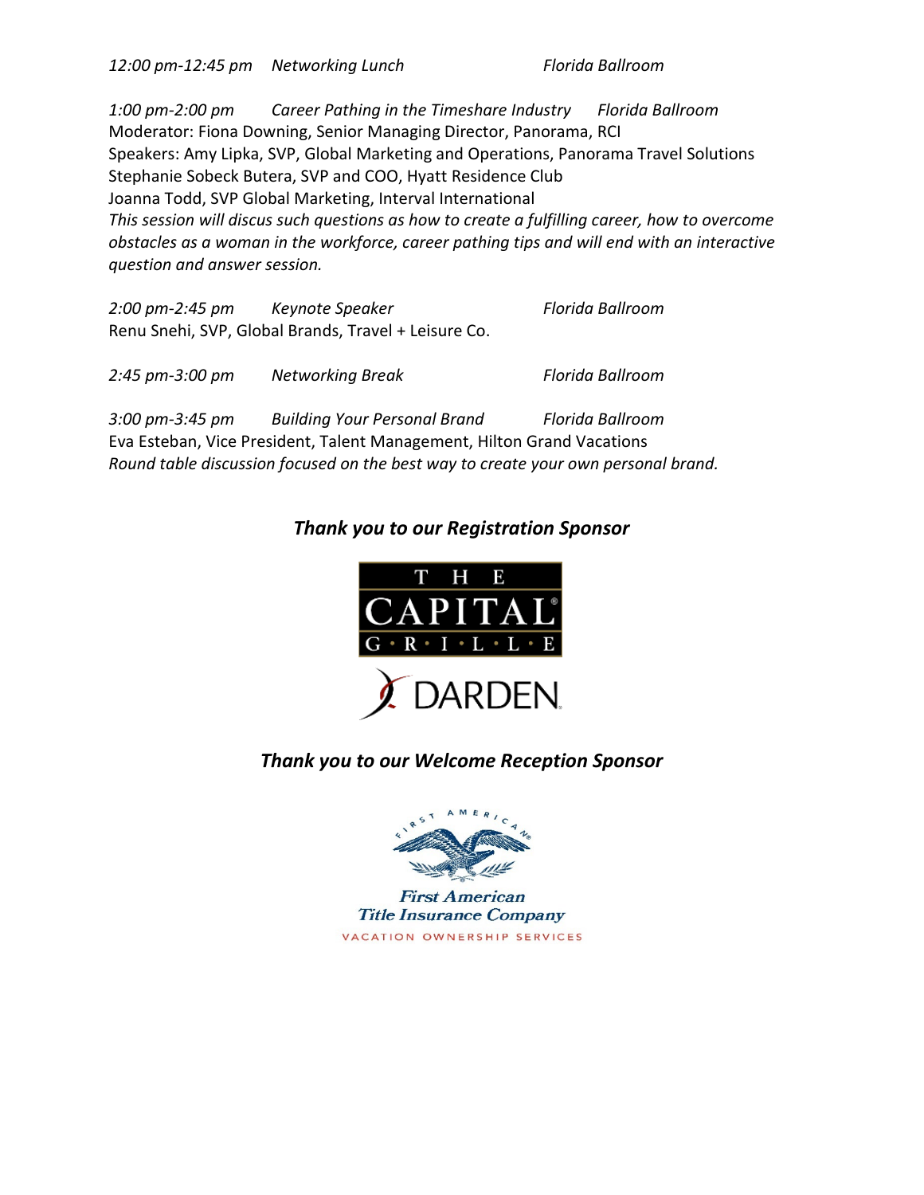*12:00 pm-12:45 pm Networking Lunch Florida Ballroom*

*1:00 pm-2:00 pm Career Pathing in the Timeshare Industry Florida Ballroom*
Moderator: Fiona Downing, Senior Managing Director, Panorama, RCI
Speakers: Amy Lipka, SVP, Global Marketing and Operations, Panorama Travel Solutions
Stephanie Sobeck Butera, SVP and COO, Hyatt Residence Club
Joanna Todd, SVP Global Marketing, Interval International
*This session will discus such questions as how to create a fulfilling career, how to overcome obstacles as a woman in the workforce, career pathing tips and will end with an interactive question and answer session.*

*2:00 pm-2:45 pm Keynote Speaker Florida Ballroom*
Renu Snehi, SVP, Global Brands, Travel + Leisure Co.

*2:45 pm-3:00 pm Networking Break Florida Ballroom*

*3:00 pm-3:45 pm Building Your Personal Brand Florida Ballroom*
Eva Esteban, Vice President, Talent Management, Hilton Grand Vacations
*Round table discussion focused on the best way to create your own personal brand.*

***Thank you to our Registration Sponsor***

THE CAPITAL GRILLE

DARDEN

***Thank you to our Welcome Reception Sponsor***

FIRST AMERICAN

First American Title Insurance Company

VACATION OWNERSHIP SERVICES